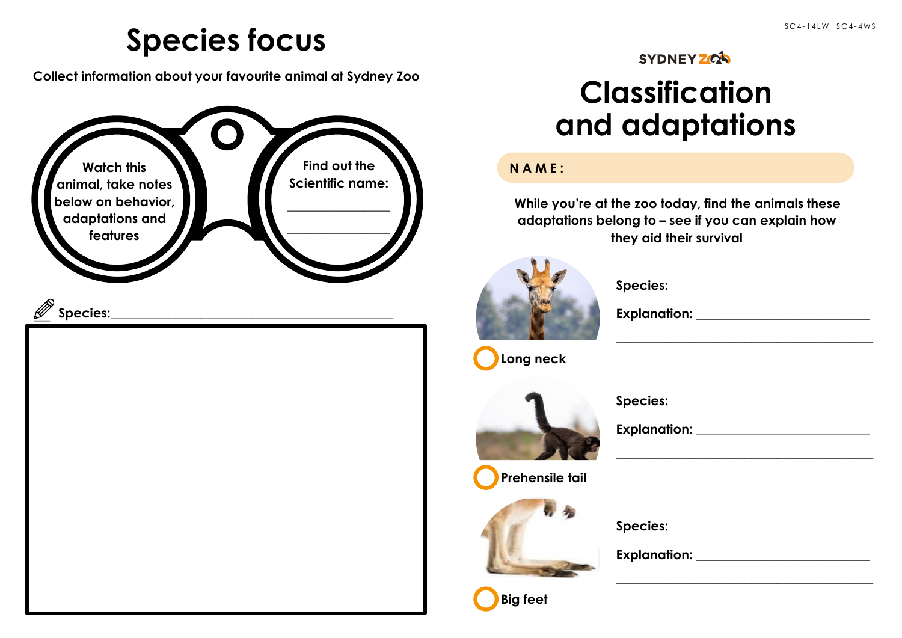# Species focus

**Collect information about your favourite animal at Sydney Zoo**

Watch this animal, take notes below on behavior, adaptations and features

Find out the Scientific name:

______________

______________

**Species:**____________________________________________

SC4-14LW SC4-4WS

SYDNEY ZOO

# Classification and adaptations

**NAME:**

**While you're at the zoo today, find the animals these adaptations belong to – see if you can explain how they aid their survival**

**Long neck**

**Species:**

**Explanation:** __________________________

______________________________________

**Prehensile tail**

**Species:**

**Explanation:** __________________________

______________________________________

**Big feet**

**Species:**

**Explanation:** __________________________

______________________________________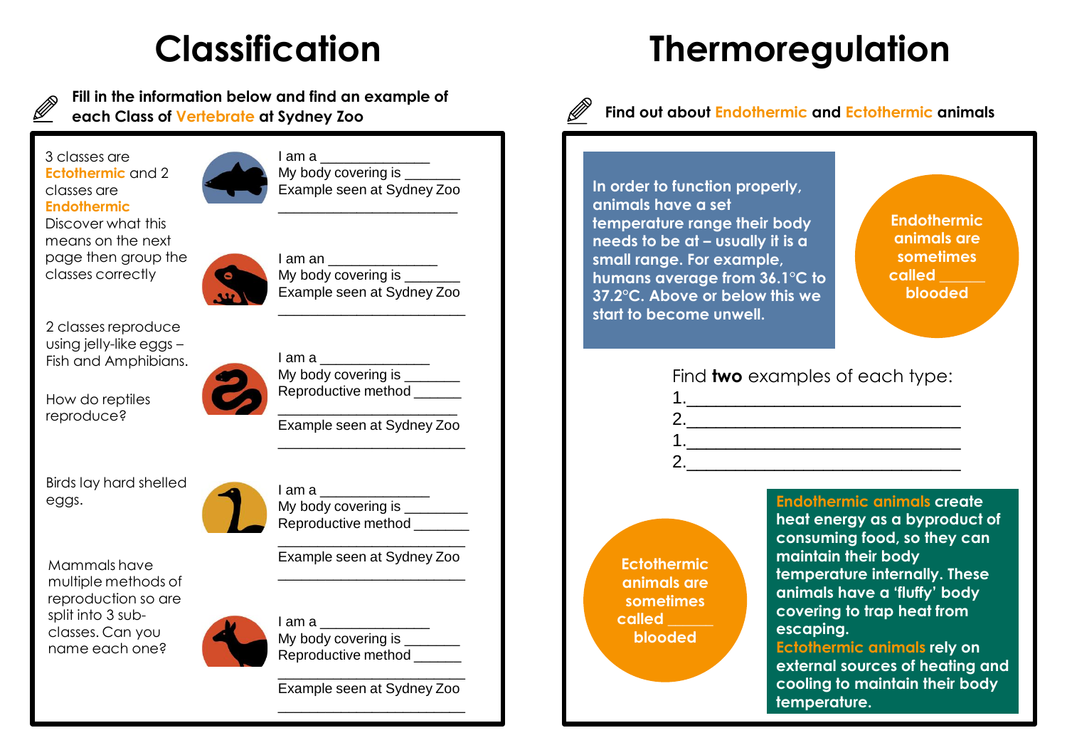# Classification

Fill in the information below and find an example of each Class of Vertebrate at Sydney Zoo

3 classes are Ectothermic and 2 classes are Endothermic
Discover what this means on the next page then group the classes correctly

I am a ______________
My body covering is _______
Example seen at Sydney Zoo
________________________

I am an ______________
My body covering is _______
Example seen at Sydney Zoo
________________________

2 classes reproduce using jelly-like eggs – Fish and Amphibians.

How do reptiles reproduce?

I am a ______________
My body covering is _______
Reproductive method ______
______________________
Example seen at Sydney Zoo
________________________

Birds lay hard shelled eggs.

I am a ______________
My body covering is ________
Reproductive method _______
______________________
Example seen at Sydney Zoo
________________________

Mammals have multiple methods of reproduction so are split into 3 sub-classes. Can you name each one?

I am a ______________
My body covering is _______
Reproductive method ______
______________________
Example seen at Sydney Zoo
________________________

# Thermoregulation

Find out about Endothermic and Ectothermic animals

In order to function properly, animals have a set temperature range their body needs to be at – usually it is a small range. For example, humans average from 36.1°C to 37.2°C. Above or below this we start to become unwell.

Endothermic animals are sometimes called _____ blooded

Find **two** examples of each type:

1.______________________________
2.______________________________
1.______________________________
2.______________________________

Ectothermic animals are sometimes called _____ blooded

Endothermic animals create heat energy as a byproduct of consuming food, so they can maintain their body temperature internally. These animals have a 'fluffy' body covering to trap heat from escaping.
Ectothermic animals rely on external sources of heating and cooling to maintain their body temperature.